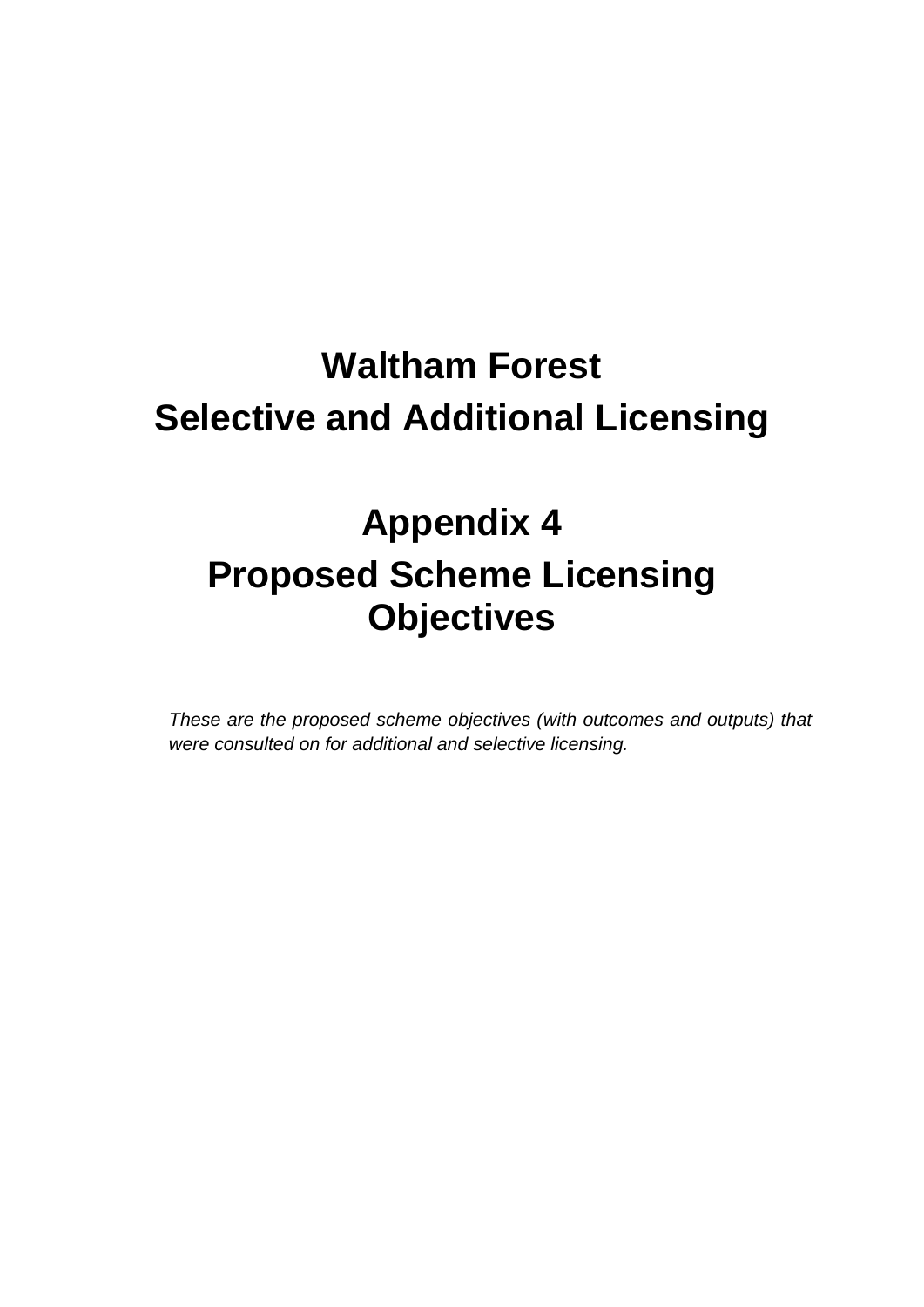# Waltham Forest
# Selective and Additional Licensing

# Appendix 4
# Proposed Scheme Licensing Objectives

*These are the proposed scheme objectives (with outcomes and outputs) that were consulted on for additional and selective licensing.*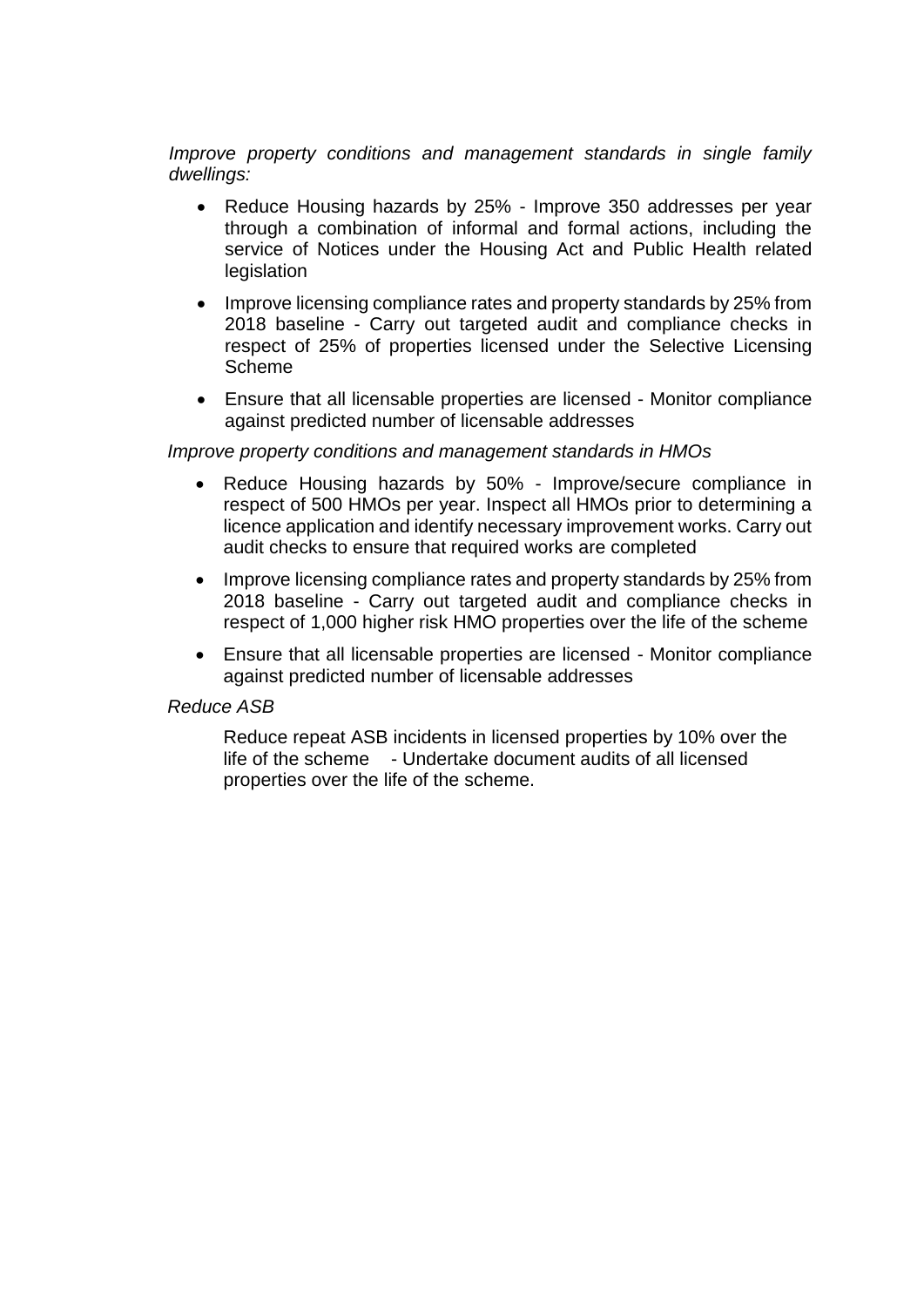*Improve property conditions and management standards in single family dwellings:*

- Reduce Housing hazards by 25% - Improve 350 addresses per year through a combination of informal and formal actions, including the service of Notices under the Housing Act and Public Health related legislation
- Improve licensing compliance rates and property standards by 25% from 2018 baseline - Carry out targeted audit and compliance checks in respect of 25% of properties licensed under the Selective Licensing Scheme
- Ensure that all licensable properties are licensed - Monitor compliance against predicted number of licensable addresses

*Improve property conditions and management standards in HMOs*

- Reduce Housing hazards by 50% - Improve/secure compliance in respect of 500 HMOs per year. Inspect all HMOs prior to determining a licence application and identify necessary improvement works. Carry out audit checks to ensure that required works are completed
- Improve licensing compliance rates and property standards by 25% from 2018 baseline - Carry out targeted audit and compliance checks in respect of 1,000 higher risk HMO properties over the life of the scheme
- Ensure that all licensable properties are licensed - Monitor compliance against predicted number of licensable addresses

*Reduce ASB*

Reduce repeat ASB incidents in licensed properties by 10% over the life of the scheme - Undertake document audits of all licensed properties over the life of the scheme.